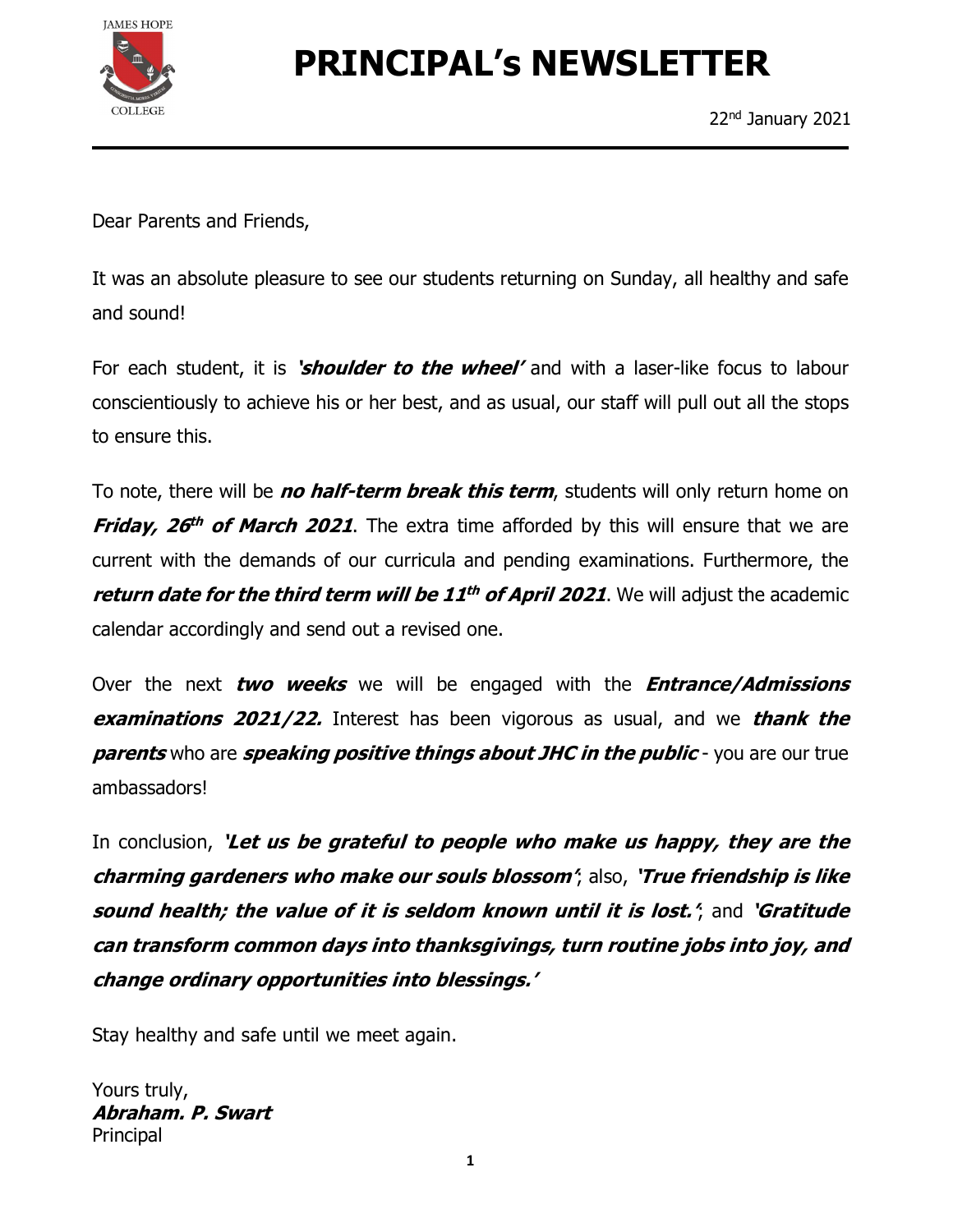# PRINCIPAL's NEWSLETTER

22nd January 2021

Dear Parents and Friends,

It was an absolute pleasure to see our students returning on Sunday, all healthy and safe and sound!

For each student, it is ***'shoulder to the wheel'*** and with a laser-like focus to labour conscientiously to achieve his or her best, and as usual, our staff will pull out all the stops to ensure this.

To note, there will be ***no half-term break this term***, students will only return home on ***Friday, 26th of March 2021***. The extra time afforded by this will ensure that we are current with the demands of our curricula and pending examinations. Furthermore, the ***return date for the third term will be 11th of April 2021***. We will adjust the academic calendar accordingly and send out a revised one.

Over the next ***two weeks*** we will be engaged with the ***Entrance/Admissions examinations 2021/22.*** Interest has been vigorous as usual, and we ***thank the parents*** who are ***speaking positive things about JHC in the public*** - you are our true ambassadors!

In conclusion, ***'Let us be grateful to people who make us happy, they are the charming gardeners who make our souls blossom'***; also, ***'True friendship is like sound health; the value of it is seldom known until it is lost.'***; and ***'Gratitude can transform common days into thanksgivings, turn routine jobs into joy, and change ordinary opportunities into blessings.'***

Stay healthy and safe until we meet again.

Yours truly,
***Abraham. P. Swart***
Principal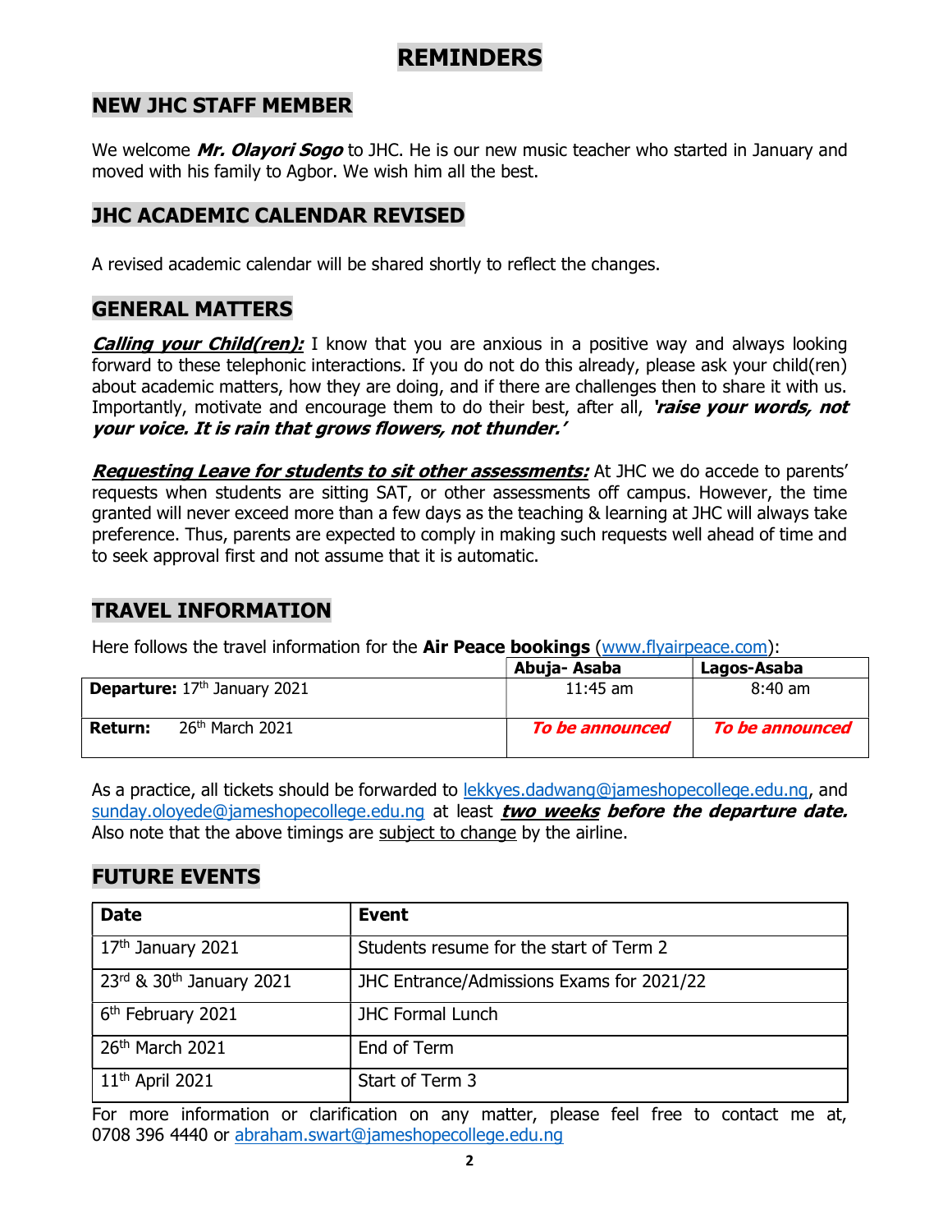# REMINDERS

## NEW JHC STAFF MEMBER

We welcome ***Mr. Olayori Sogo*** to JHC. He is our new music teacher who started in January and moved with his family to Agbor. We wish him all the best.

## JHC ACADEMIC CALENDAR REVISED

A revised academic calendar will be shared shortly to reflect the changes.

## GENERAL MATTERS

***Calling your Child(ren):*** I know that you are anxious in a positive way and always looking forward to these telephonic interactions. If you do not do this already, please ask your child(ren) about academic matters, how they are doing, and if there are challenges then to share it with us. Importantly, motivate and encourage them to do their best, after all, ***'raise your words, not your voice. It is rain that grows flowers, not thunder.'***

***Requesting Leave for students to sit other assessments:*** At JHC we do accede to parents' requests when students are sitting SAT, or other assessments off campus. However, the time granted will never exceed more than a few days as the teaching & learning at JHC will always take preference. Thus, parents are expected to comply in making such requests well ahead of time and to seek approval first and not assume that it is automatic.

## TRAVEL INFORMATION

Here follows the travel information for the **Air Peace bookings** (www.flyairpeace.com):

| | Abuja- Asaba | Lagos-Asaba |
|---|---|---|
| **Departure:** 17th January 2021 | 11:45 am | 8:40 am |
| **Return:** 26th March 2021 | ***To be announced*** | ***To be announced*** |

As a practice, all tickets should be forwarded to lekkyes.dadwang@jameshopecollege.edu.ng, and sunday.oloyede@jameshopecollege.edu.ng at least ***two weeks before the departure date.*** Also note that the above timings are subject to change by the airline.

## FUTURE EVENTS

| Date | Event |
|---|---|
| 17th January 2021 | Students resume for the start of Term 2 |
| 23rd & 30th January 2021 | JHC Entrance/Admissions Exams for 2021/22 |
| 6th February 2021 | JHC Formal Lunch |
| 26th March 2021 | End of Term |
| 11th April 2021 | Start of Term 3 |

For more information or clarification on any matter, please feel free to contact me at, 0708 396 4440 or abraham.swart@jameshopecollege.edu.ng